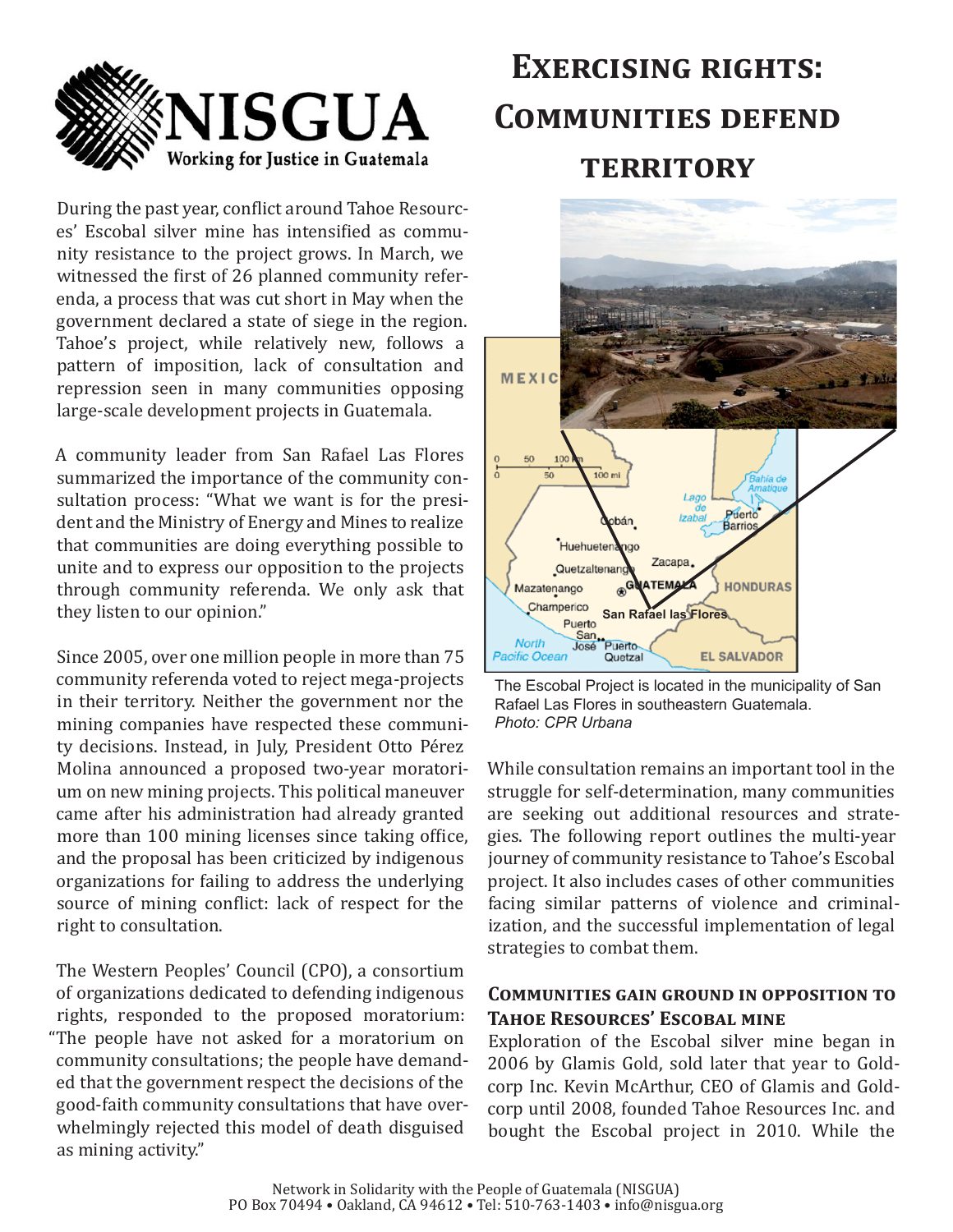# Exercising rights: Communities defend territory

During the past year, conflict around Tahoe Resources' Escobal silver mine has intensified as community resistance to the project grows. In March, we witnessed the first of 26 planned community referenda, a process that was cut short in May when the government declared a state of siege in the region. Tahoe's project, while relatively new, follows a pattern of imposition, lack of consultation and repression seen in many communities opposing large-scale development projects in Guatemala.

A community leader from San Rafael Las Flores summarized the importance of the community consultation process: "What we want is for the president and the Ministry of Energy and Mines to realize that communities are doing everything possible to unite and to express our opposition to the projects through community referenda. We only ask that they listen to our opinion."

Since 2005, over one million people in more than 75 community referenda voted to reject mega-projects in their territory. Neither the government nor the mining companies have respected these community decisions. Instead, in July, President Otto Pérez Molina announced a proposed two-year moratorium on new mining projects. This political maneuver came after his administration had already granted more than 100 mining licenses since taking office, and the proposal has been criticized by indigenous organizations for failing to address the underlying source of mining conflict: lack of respect for the right to consultation.

The Western Peoples' Council (CPO), a consortium of organizations dedicated to defending indigenous rights, responded to the proposed moratorium: "The people have not asked for a moratorium on community consultations; the people have demanded that the government respect the decisions of the good-faith community consultations that have overwhelmingly rejected this model of death disguised as mining activity."

The Escobal Project is located in the municipality of San Rafael Las Flores in southeastern Guatemala.
*Photo: CPR Urbana*

While consultation remains an important tool in the struggle for self-determination, many communities are seeking out additional resources and strategies. The following report outlines the multi-year journey of community resistance to Tahoe's Escobal project. It also includes cases of other communities facing similar patterns of violence and criminalization, and the successful implementation of legal strategies to combat them.

## Communities gain ground in opposition to Tahoe Resources' Escobal mine

Exploration of the Escobal silver mine began in 2006 by Glamis Gold, sold later that year to Goldcorp Inc. Kevin McArthur, CEO of Glamis and Goldcorp until 2008, founded Tahoe Resources Inc. and bought the Escobal project in 2010. While the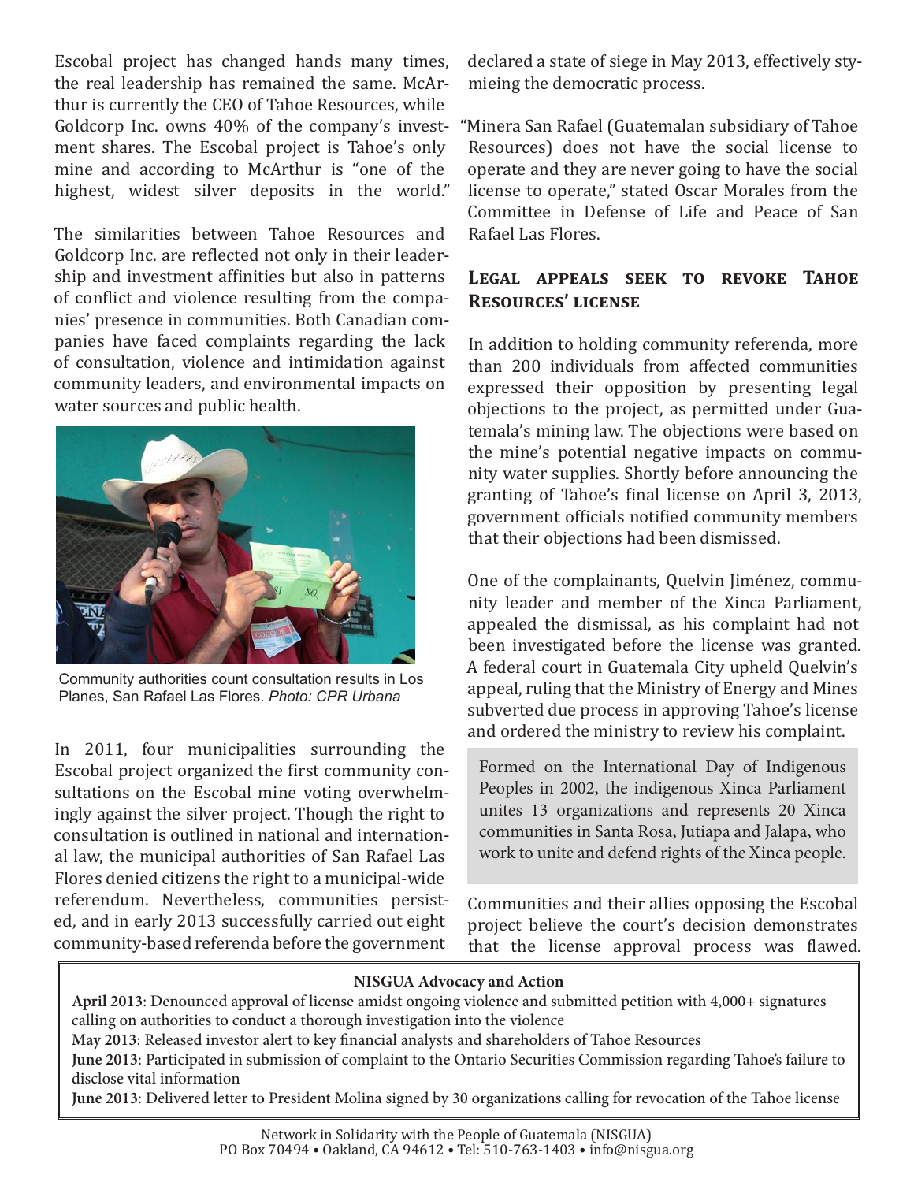Escobal project has changed hands many times, the real leadership has remained the same. McArthur is currently the CEO of Tahoe Resources, while Goldcorp Inc. owns 40% of the company's investment shares. The Escobal project is Tahoe's only mine and according to McArthur is "one of the highest, widest silver deposits in the world."

The similarities between Tahoe Resources and Goldcorp Inc. are reflected not only in their leadership and investment affinities but also in patterns of conflict and violence resulting from the companies' presence in communities. Both Canadian companies have faced complaints regarding the lack of consultation, violence and intimidation against community leaders, and environmental impacts on water sources and public health.

Community authorities count consultation results in Los Planes, San Rafael Las Flores. *Photo: CPR Urbana*

In 2011, four municipalities surrounding the Escobal project organized the first community consultations on the Escobal mine voting overwhelmingly against the silver project. Though the right to consultation is outlined in national and international law, the municipal authorities of San Rafael Las Flores denied citizens the right to a municipal-wide referendum. Nevertheless, communities persisted, and in early 2013 successfully carried out eight community-based referenda before the government declared a state of siege in May 2013, effectively stymieing the democratic process.

"Minera San Rafael (Guatemalan subsidiary of Tahoe Resources) does not have the social license to operate and they are never going to have the social license to operate," stated Oscar Morales from the Committee in Defense of Life and Peace of San Rafael Las Flores.

## Legal appeals seek to revoke Tahoe Resources' license

In addition to holding community referenda, more than 200 individuals from affected communities expressed their opposition by presenting legal objections to the project, as permitted under Guatemala's mining law. The objections were based on the mine's potential negative impacts on community water supplies. Shortly before announcing the granting of Tahoe's final license on April 3, 2013, government officials notified community members that their objections had been dismissed.

One of the complainants, Quelvin Jiménez, community leader and member of the Xinca Parliament, appealed the dismissal, as his complaint had not been investigated before the license was granted. A federal court in Guatemala City upheld Quelvin's appeal, ruling that the Ministry of Energy and Mines subverted due process in approving Tahoe's license and ordered the ministry to review his complaint.

> Formed on the International Day of Indigenous Peoples in 2002, the indigenous Xinca Parliament unites 13 organizations and represents 20 Xinca communities in Santa Rosa, Jutiapa and Jalapa, who work to unite and defend rights of the Xinca people.

Communities and their allies opposing the Escobal project believe the court's decision demonstrates that the license approval process was flawed.

**NISGUA Advocacy and Action**

**April 2013**: Denounced approval of license amidst ongoing violence and submitted petition with 4,000+ signatures calling on authorities to conduct a thorough investigation into the violence

**May 2013**: Released investor alert to key financial analysts and shareholders of Tahoe Resources

**June 2013**: Participated in submission of complaint to the Ontario Securities Commission regarding Tahoe's failure to disclose vital information

**June 2013**: Delivered letter to President Molina signed by 30 organizations calling for revocation of the Tahoe license

Network in Solidarity with the People of Guatemala (NISGUA)
PO Box 70494 • Oakland, CA 94612 • Tel: 510-763-1403 • info@nisgua.org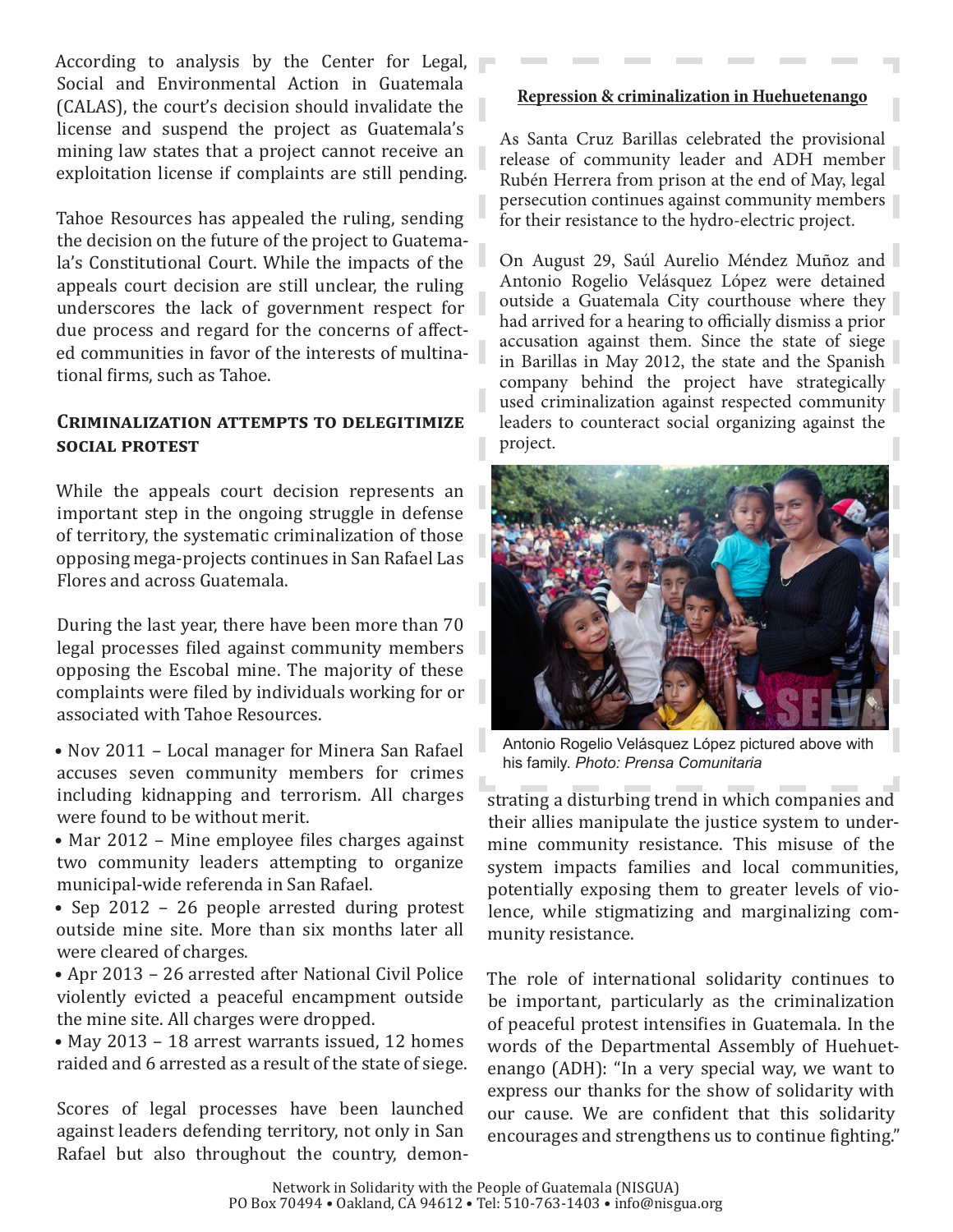According to analysis by the Center for Legal, Social and Environmental Action in Guatemala (CALAS), the court's decision should invalidate the license and suspend the project as Guatemala's mining law states that a project cannot receive an exploitation license if complaints are still pending.

Tahoe Resources has appealed the ruling, sending the decision on the future of the project to Guatemala's Constitutional Court. While the impacts of the appeals court decision are still unclear, the ruling underscores the lack of government respect for due process and regard for the concerns of affected communities in favor of the interests of multinational firms, such as Tahoe.

## Criminalization attempts to delegitimize social protest

While the appeals court decision represents an important step in the ongoing struggle in defense of territory, the systematic criminalization of those opposing mega-projects continues in San Rafael Las Flores and across Guatemala.

During the last year, there have been more than 70 legal processes filed against community members opposing the Escobal mine. The majority of these complaints were filed by individuals working for or associated with Tahoe Resources.

- Nov 2011 – Local manager for Minera San Rafael accuses seven community members for crimes including kidnapping and terrorism. All charges were found to be without merit.
- Mar 2012 – Mine employee files charges against two community leaders attempting to organize municipal-wide referenda in San Rafael.
- Sep 2012 – 26 people arrested during protest outside mine site. More than six months later all were cleared of charges.
- Apr 2013 – 26 arrested after National Civil Police violently evicted a peaceful encampment outside the mine site. All charges were dropped.
- May 2013 – 18 arrest warrants issued, 12 homes raided and 6 arrested as a result of the state of siege.

Scores of legal processes have been launched against leaders defending territory, not only in San Rafael but also throughout the country, demonstrating a disturbing trend in which companies and their allies manipulate the justice system to undermine community resistance. This misuse of the system impacts families and local communities, potentially exposing them to greater levels of violence, while stigmatizing and marginalizing community resistance.

The role of international solidarity continues to be important, particularly as the criminalization of peaceful protest intensifies in Guatemala. In the words of the Departmental Assembly of Huehuetenango (ADH): "In a very special way, we want to express our thanks for the show of solidarity with our cause. We are confident that this solidarity encourages and strengthens us to continue fighting."

### Repression & criminalization in Huehuetenango

As Santa Cruz Barillas celebrated the provisional release of community leader and ADH member Rubén Herrera from prison at the end of May, legal persecution continues against community members for their resistance to the hydro-electric project.

On August 29, Saúl Aurelio Méndez Muñoz and Antonio Rogelio Velásquez López were detained outside a Guatemala City courthouse where they had arrived for a hearing to officially dismiss a prior accusation against them. Since the state of siege in Barillas in May 2012, the state and the Spanish company behind the project have strategically used criminalization against respected community leaders to counteract social organizing against the project.

Antonio Rogelio Velásquez López pictured above with his family. *Photo: Prensa Comunitaria*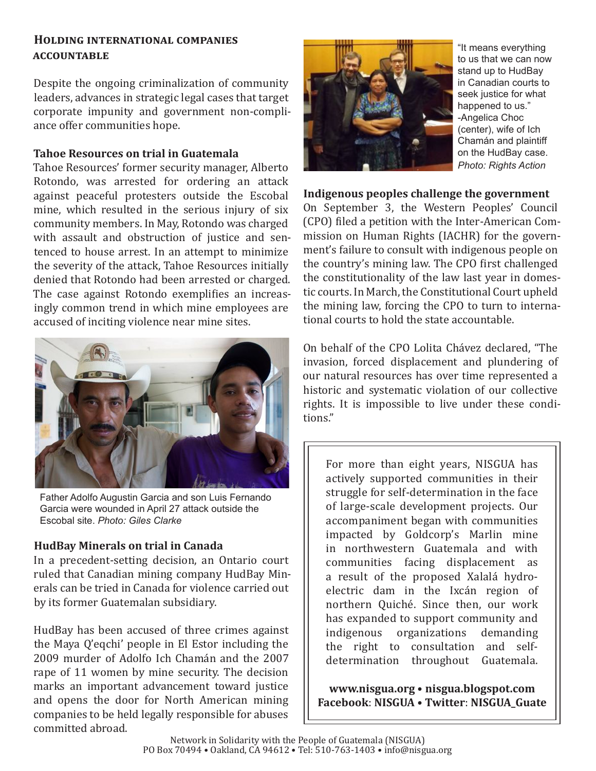## Holding international companies accountable

Despite the ongoing criminalization of community leaders, advances in strategic legal cases that target corporate impunity and government non-compliance offer communities hope.

### Tahoe Resources on trial in Guatemala

Tahoe Resources' former security manager, Alberto Rotondo, was arrested for ordering an attack against peaceful protesters outside the Escobal mine, which resulted in the serious injury of six community members. In May, Rotondo was charged with assault and obstruction of justice and sentenced to house arrest. In an attempt to minimize the severity of the attack, Tahoe Resources initially denied that Rotondo had been arrested or charged. The case against Rotondo exemplifies an increasingly common trend in which mine employees are accused of inciting violence near mine sites.

Father Adolfo Augustin Garcia and son Luis Fernando Garcia were wounded in April 27 attack outside the Escobal site. *Photo: Giles Clarke*

### HudBay Minerals on trial in Canada

In a precedent-setting decision, an Ontario court ruled that Canadian mining company HudBay Minerals can be tried in Canada for violence carried out by its former Guatemalan subsidiary.

HudBay has been accused of three crimes against the Maya Q'eqchi' people in El Estor including the 2009 murder of Adolfo Ich Chamán and the 2007 rape of 11 women by mine security. The decision marks an important advancement toward justice and opens the door for North American mining companies to be held legally responsible for abuses committed abroad.

"It means everything to us that we can now stand up to HudBay in Canadian courts to seek justice for what happened to us." -Angelica Choc (center), wife of Ich Chamán and plaintiff on the HudBay case. *Photo: Rights Action*

### Indigenous peoples challenge the government

On September 3, the Western Peoples' Council (CPO) filed a petition with the Inter-American Commission on Human Rights (IACHR) for the government's failure to consult with indigenous people on the country's mining law. The CPO first challenged the constitutionality of the law last year in domestic courts. In March, the Constitutional Court upheld the mining law, forcing the CPO to turn to international courts to hold the state accountable.

On behalf of the CPO Lolita Chávez declared, "The invasion, forced displacement and plundering of our natural resources has over time represented a historic and systematic violation of our collective rights. It is impossible to live under these conditions."

For more than eight years, NISGUA has actively supported communities in their struggle for self-determination in the face of large-scale development projects. Our accompaniment began with communities impacted by Goldcorp's Marlin mine in northwestern Guatemala and with communities facing displacement as a result of the proposed Xalalá hydroelectric dam in the Ixcán region of northern Quiché. Since then, our work has expanded to support community and indigenous organizations demanding the right to consultation and self-determination throughout Guatemala.

**www.nisgua.org • nisgua.blogspot.com**
**Facebook: NISGUA • Twitter: NISGUA_Guate**

Network in Solidarity with the People of Guatemala (NISGUA)
PO Box 70494 • Oakland, CA 94612 • Tel: 510-763-1403 • info@nisgua.org